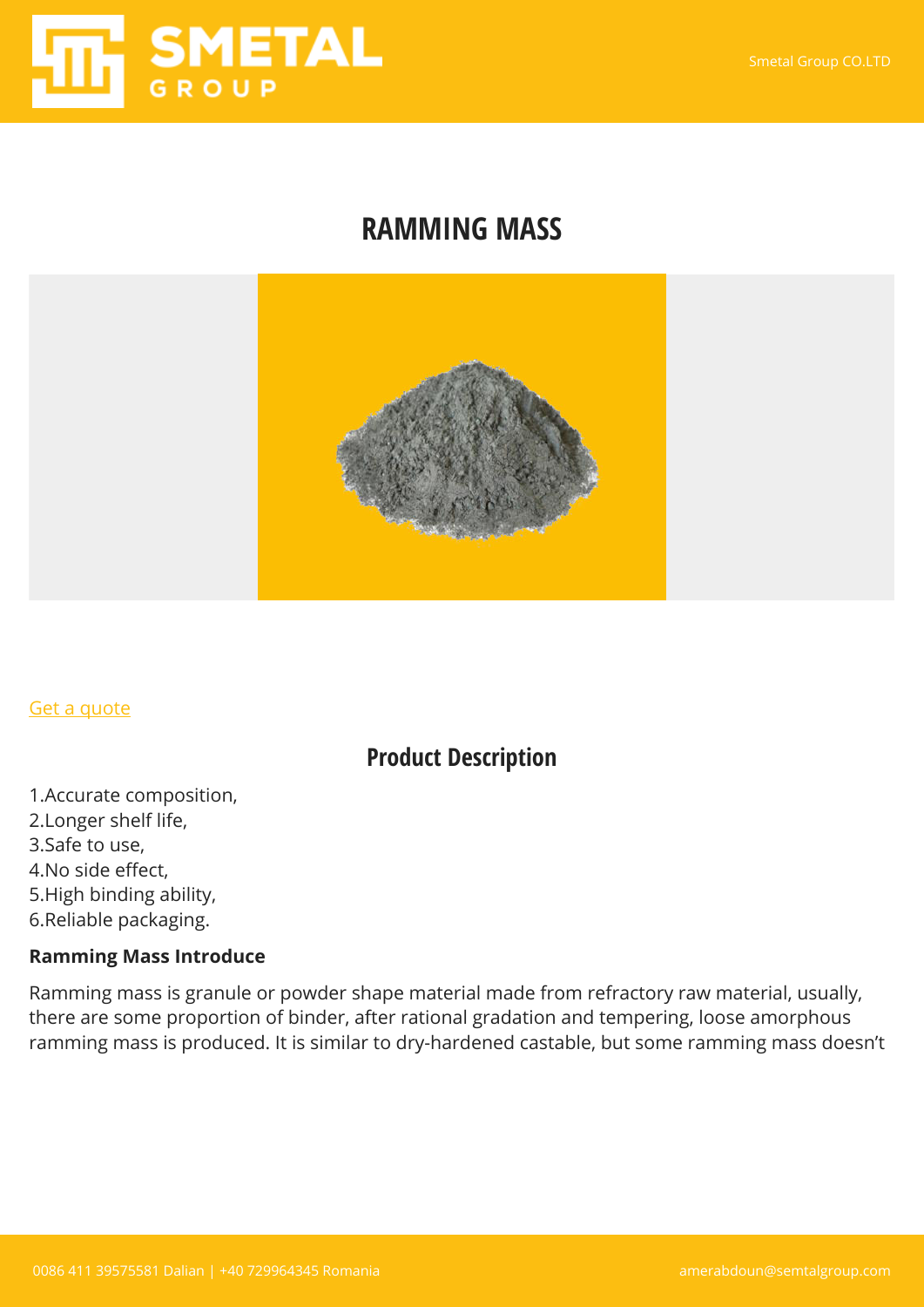# RAMMING MASS

[Get a quote]

## Product Description

1.Accurate composition,
2.Longer shelf life,
3.Safe to use,
4.No side effect,
5.High binding ability,
6.Reliable packaging.

**Ramming Mass Introduce**

Ramming mass is granule or powder shape material made from refractory raw material, usually, there are some proportion of binder, after rational gradation and tempering, loose amorphous ramming mass is produced. It is similar to dry-hardened castable, but some ramming mass doesn't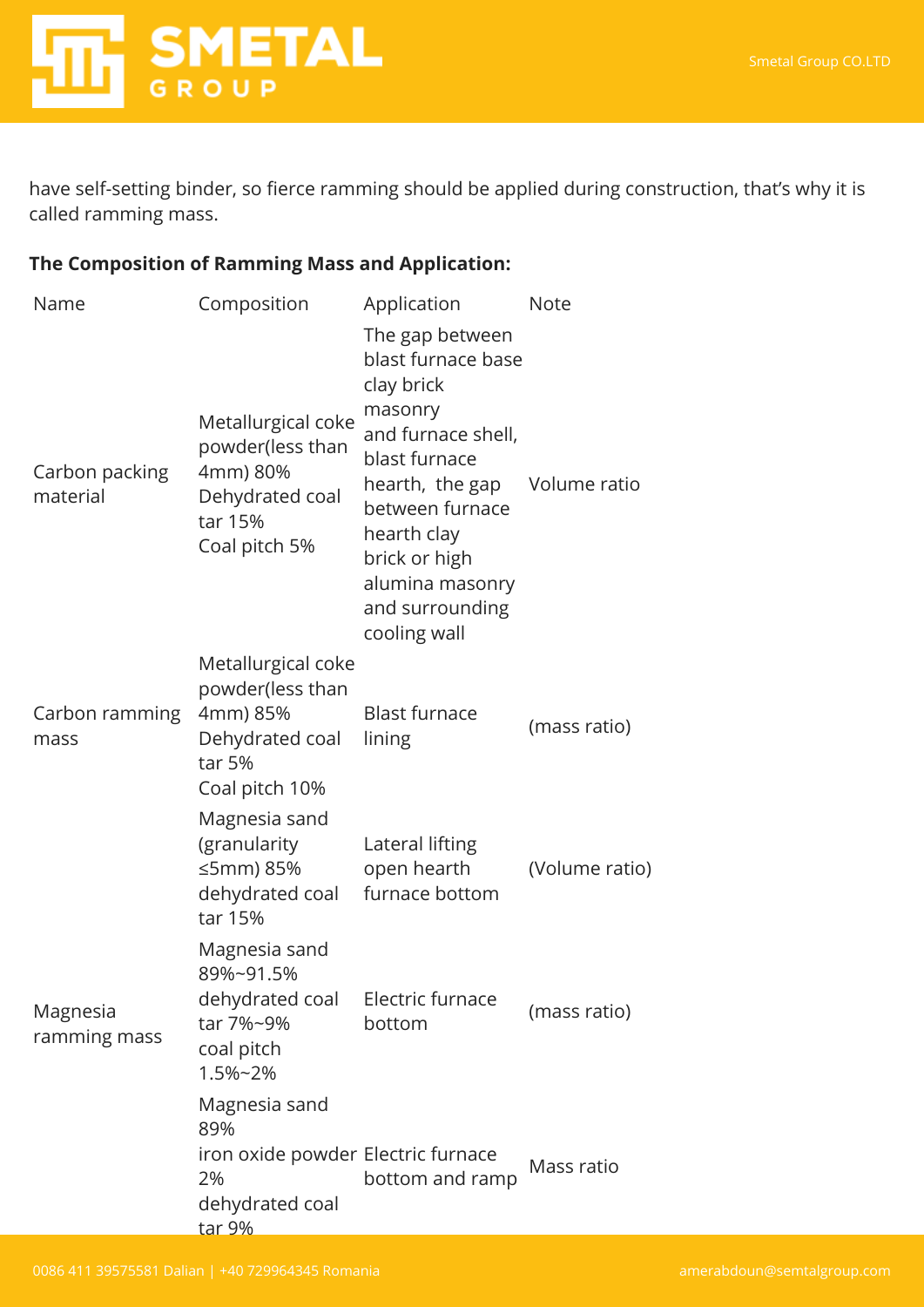have self-setting binder, so fierce ramming should be applied during construction, that's why it is called ramming mass.

**The Composition of Ramming Mass and Application:**

| Name | Composition | Application | Note |
| --- | --- | --- | --- |
| Carbon packing material | Metallurgical coke powder(less than 4mm) 80%<br>Dehydrated coal tar 15%<br>Coal pitch 5% | The gap between blast furnace base clay brick masonry and furnace shell, blast furnace hearth, the gap between furnace hearth clay brick or high alumina masonry and surrounding cooling wall | Volume ratio |
| Carbon ramming mass | Metallurgical coke powder(less than 4mm) 85%<br>Dehydrated coal tar 5%<br>Coal pitch 10% | Blast furnace lining | (mass ratio) |
| Magnesia ramming mass | Magnesia sand (granularity ≤5mm) 85%<br>dehydrated coal tar 15% | Lateral lifting open hearth furnace bottom | (Volume ratio) |
| | Magnesia sand 89%~91.5%<br>dehydrated coal tar 7%~9%<br>coal pitch 1.5%~2% | Electric furnace bottom | (mass ratio) |
| | Magnesia sand 89%<br>iron oxide powder 2%<br>dehydrated coal tar 9% | Electric furnace bottom and ramp | Mass ratio |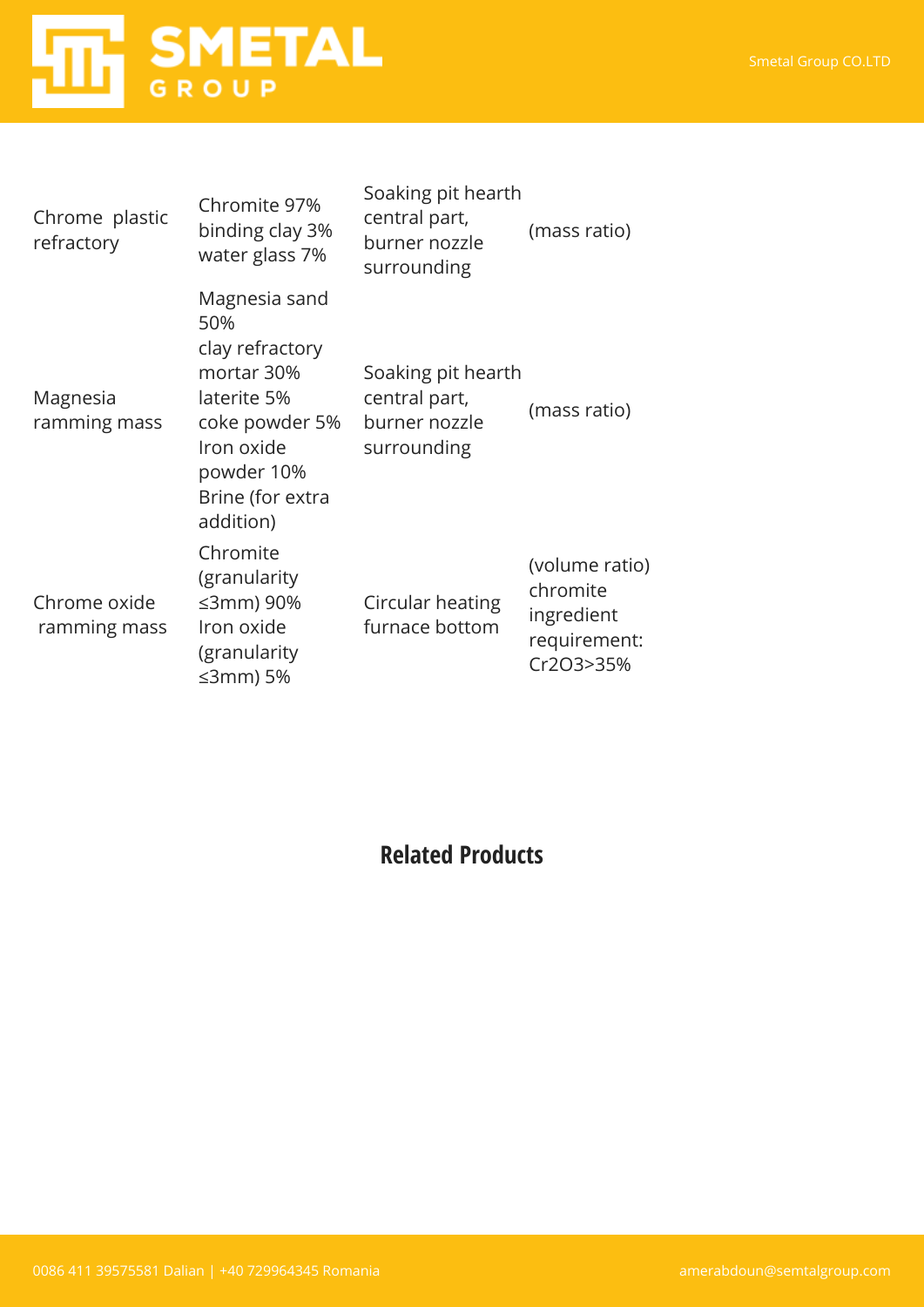| | | | |
|---|---|---|---|
| Chrome plastic refractory | Chromite 97%<br>binding clay 3%<br>water glass 7% | Soaking pit hearth central part, burner nozzle surrounding | (mass ratio) |
| Magnesia ramming mass | Magnesia sand 50%<br>clay refractory mortar 30%<br>laterite 5%<br>coke powder 5%<br>Iron oxide powder 10%<br>Brine (for extra addition) | Soaking pit hearth central part, burner nozzle surrounding | (mass ratio) |
| Chrome oxide ramming mass | Chromite (granularity ≤3mm) 90%<br>Iron oxide (granularity ≤3mm) 5% | Circular heating furnace bottom | (volume ratio) chromite ingredient requirement: $Cr_2O_3$>35% |

## Related Products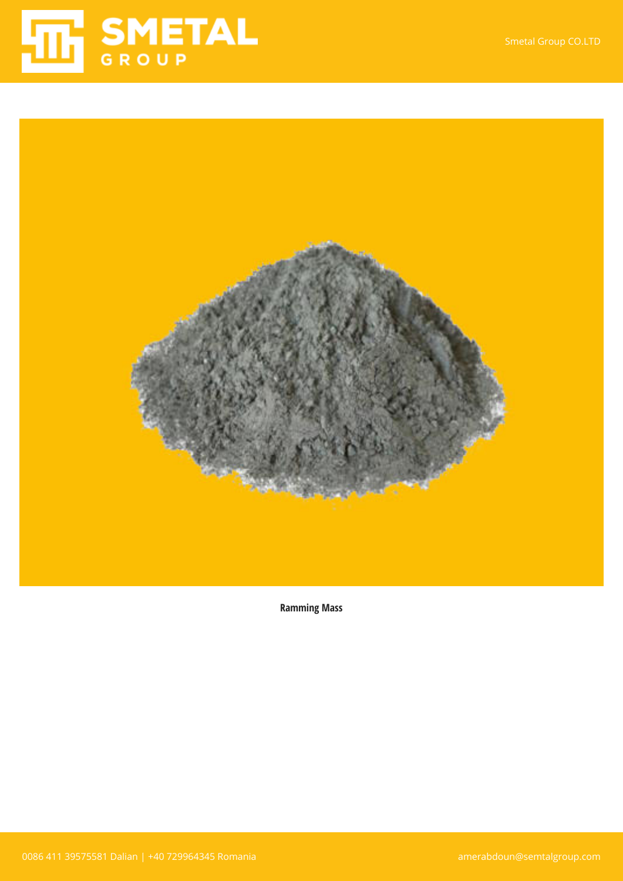**Ramming Mass**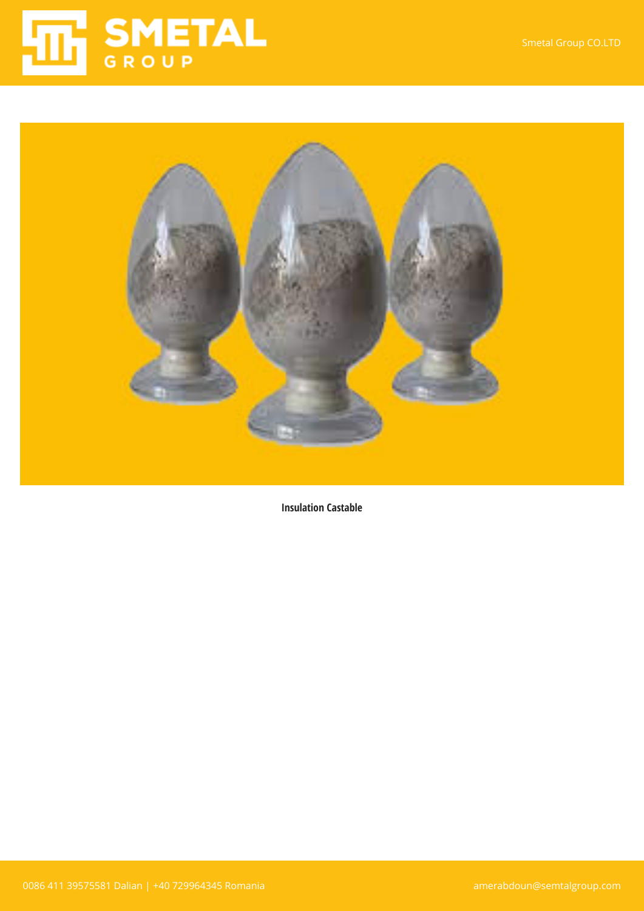**Insulation Castable**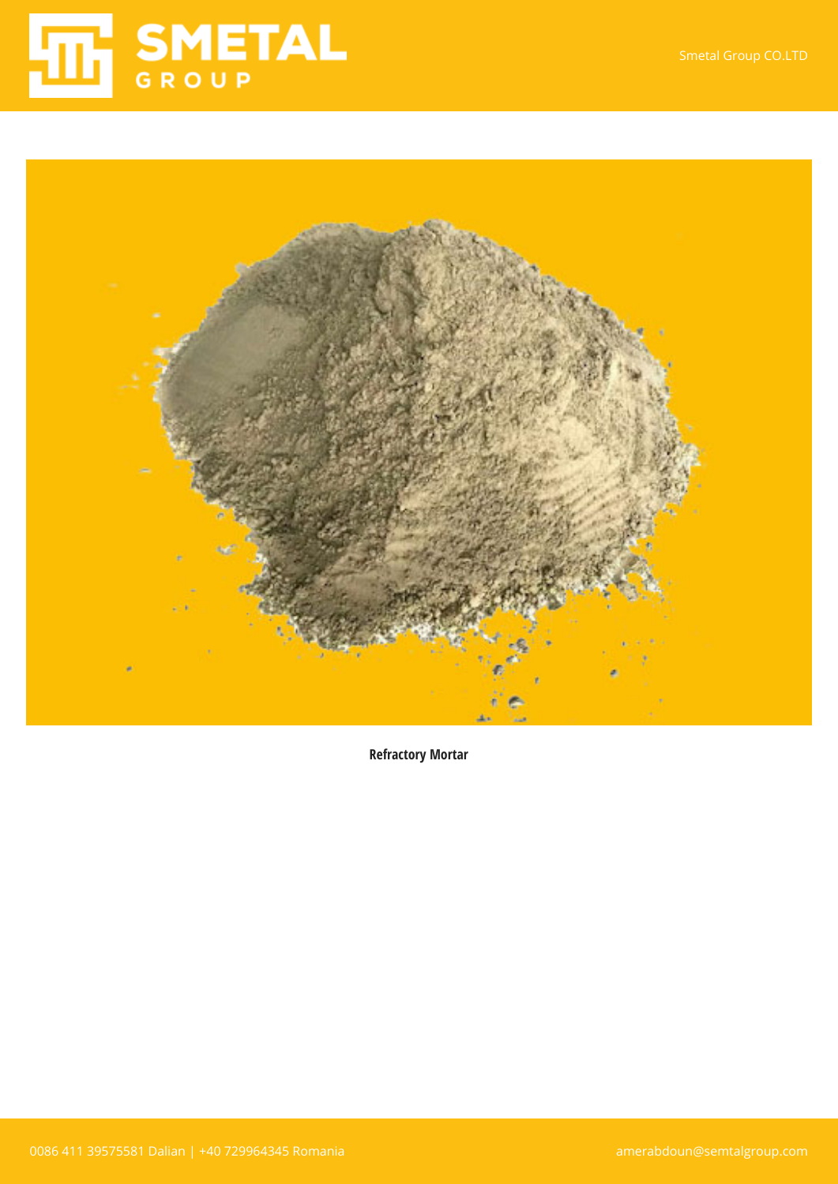**Refractory Mortar**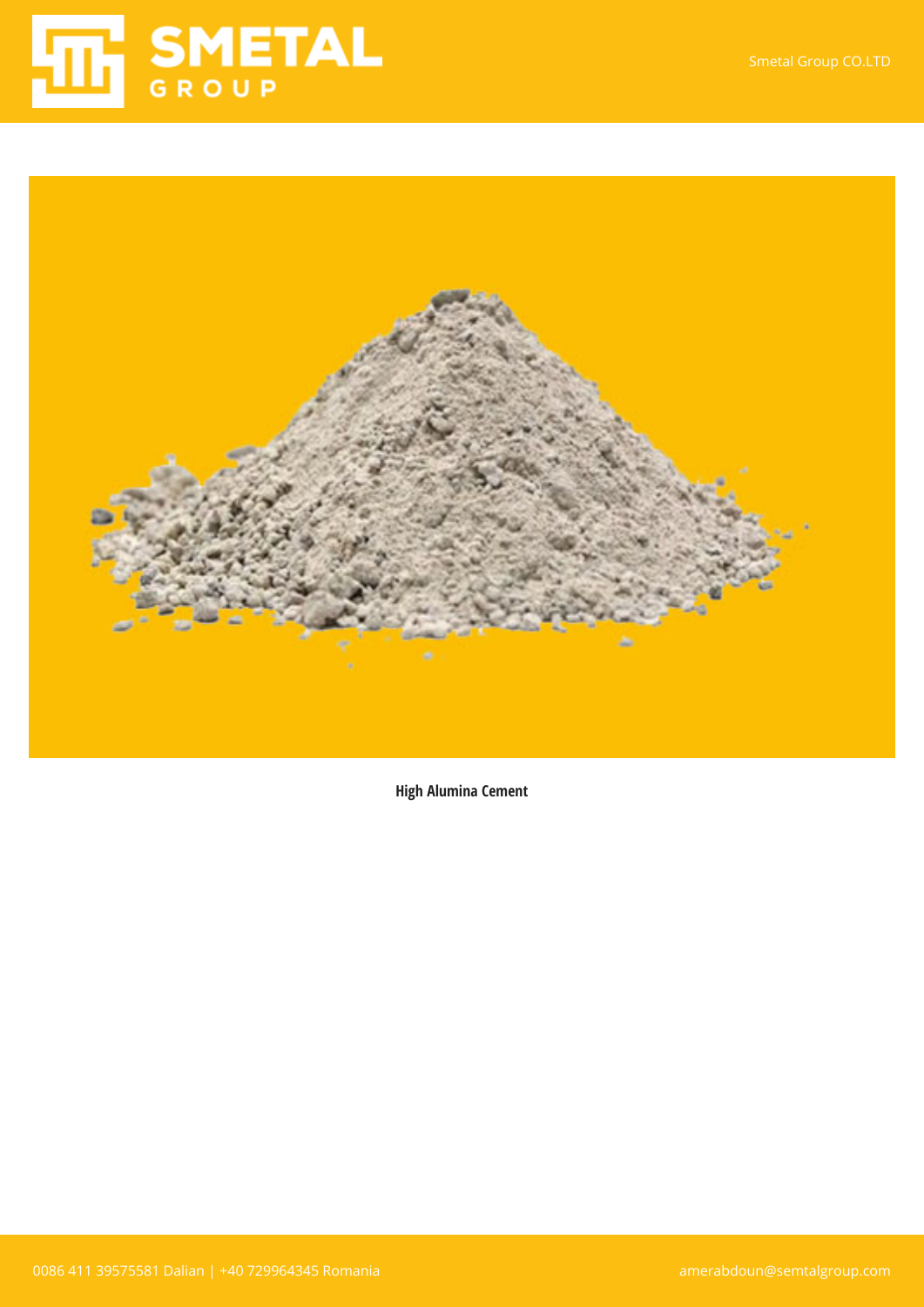High Alumina Cement